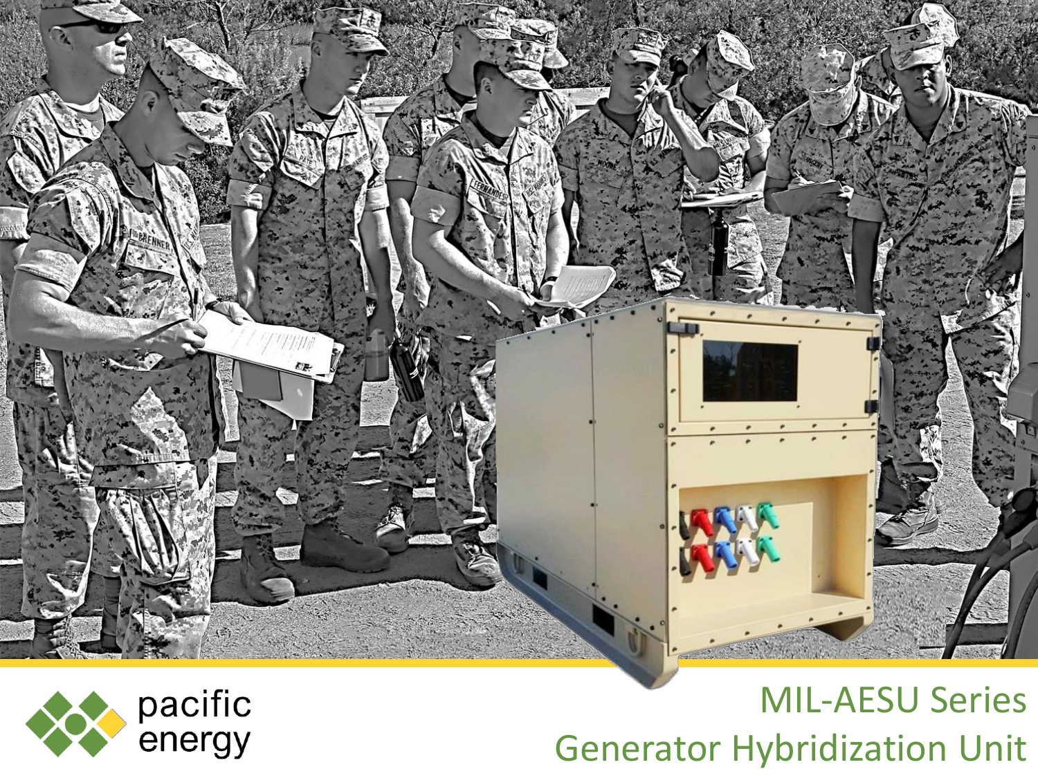pacific energy

# MIL-AESU Series

# Generator Hybridization Unit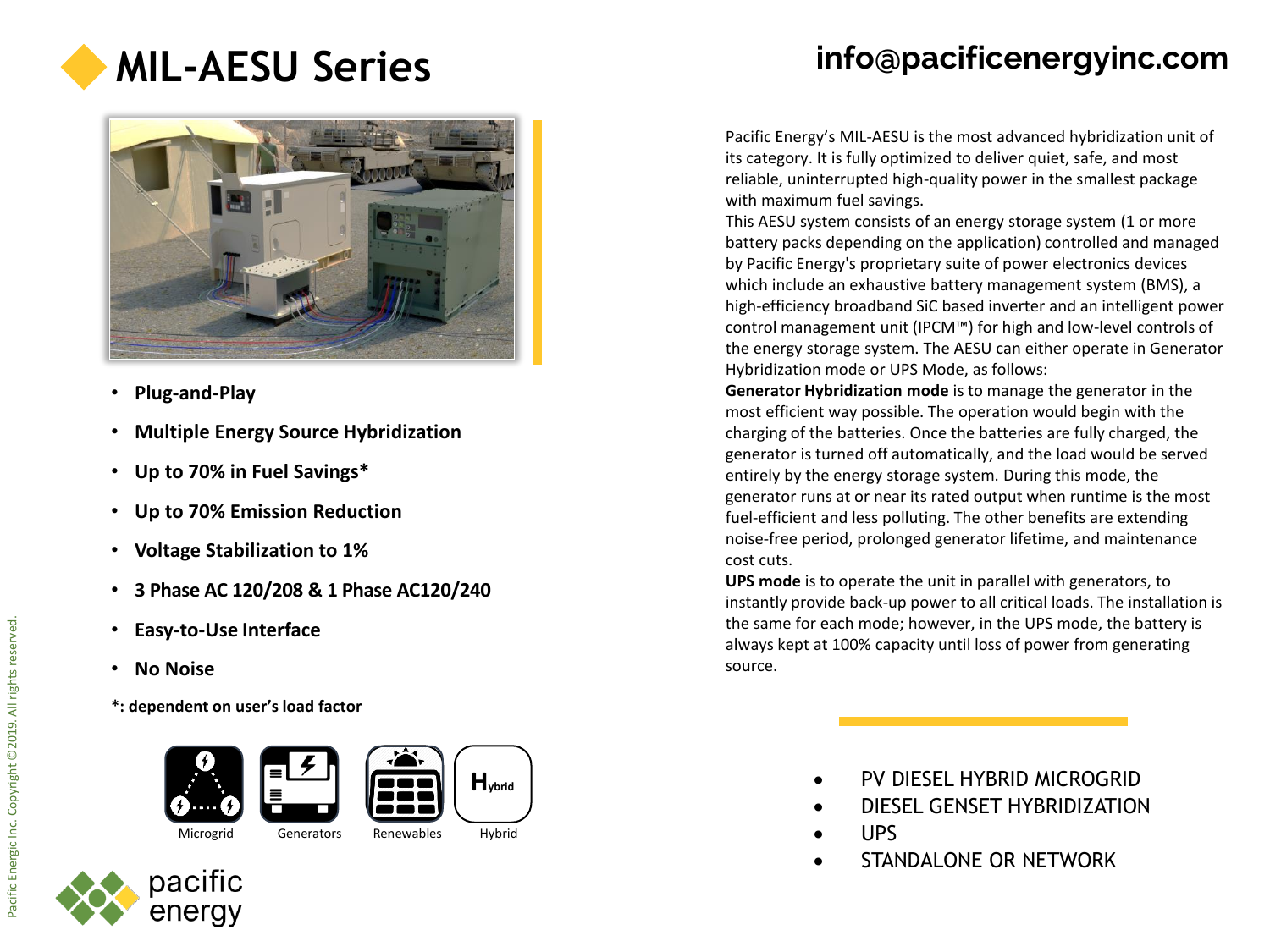# MIL-AESU Series

info@pacificenergyinc.com

- **Plug-and-Play**
- **Multiple Energy Source Hybridization**
- **Up to 70% in Fuel Savings***
- **Up to 70% Emission Reduction**
- **Voltage Stabilization to 1%**
- **3 Phase AC 120/208 & 1 Phase AC120/240**
- **Easy-to-Use Interface**
- **No Noise**

***: dependent on user's load factor**

Microgrid

Generators

Renewables

Hybrid

pacific energy

Pacific Energy's MIL-AESU is the most advanced hybridization unit of its category. It is fully optimized to deliver quiet, safe, and most reliable, uninterrupted high-quality power in the smallest package with maximum fuel savings.

This AESU system consists of an energy storage system (1 or more battery packs depending on the application) controlled and managed by Pacific Energy's proprietary suite of power electronics devices which include an exhaustive battery management system (BMS), a high-efficiency broadband SiC based inverter and an intelligent power control management unit (IPCM™) for high and low-level controls of the energy storage system. The AESU can either operate in Generator Hybridization mode or UPS Mode, as follows:

**Generator Hybridization mode** is to manage the generator in the most efficient way possible. The operation would begin with the charging of the batteries. Once the batteries are fully charged, the generator is turned off automatically, and the load would be served entirely by the energy storage system. During this mode, the generator runs at or near its rated output when runtime is the most fuel-efficient and less polluting. The other benefits are extending noise-free period, prolonged generator lifetime, and maintenance cost cuts.

**UPS mode** is to operate the unit in parallel with generators, to instantly provide back-up power to all critical loads. The installation is the same for each mode; however, in the UPS mode, the battery is always kept at 100% capacity until loss of power from generating source.

- PV DIESEL HYBRID MICROGRID
- DIESEL GENSET HYBRIDIZATION
- UPS
- STANDALONE OR NETWORK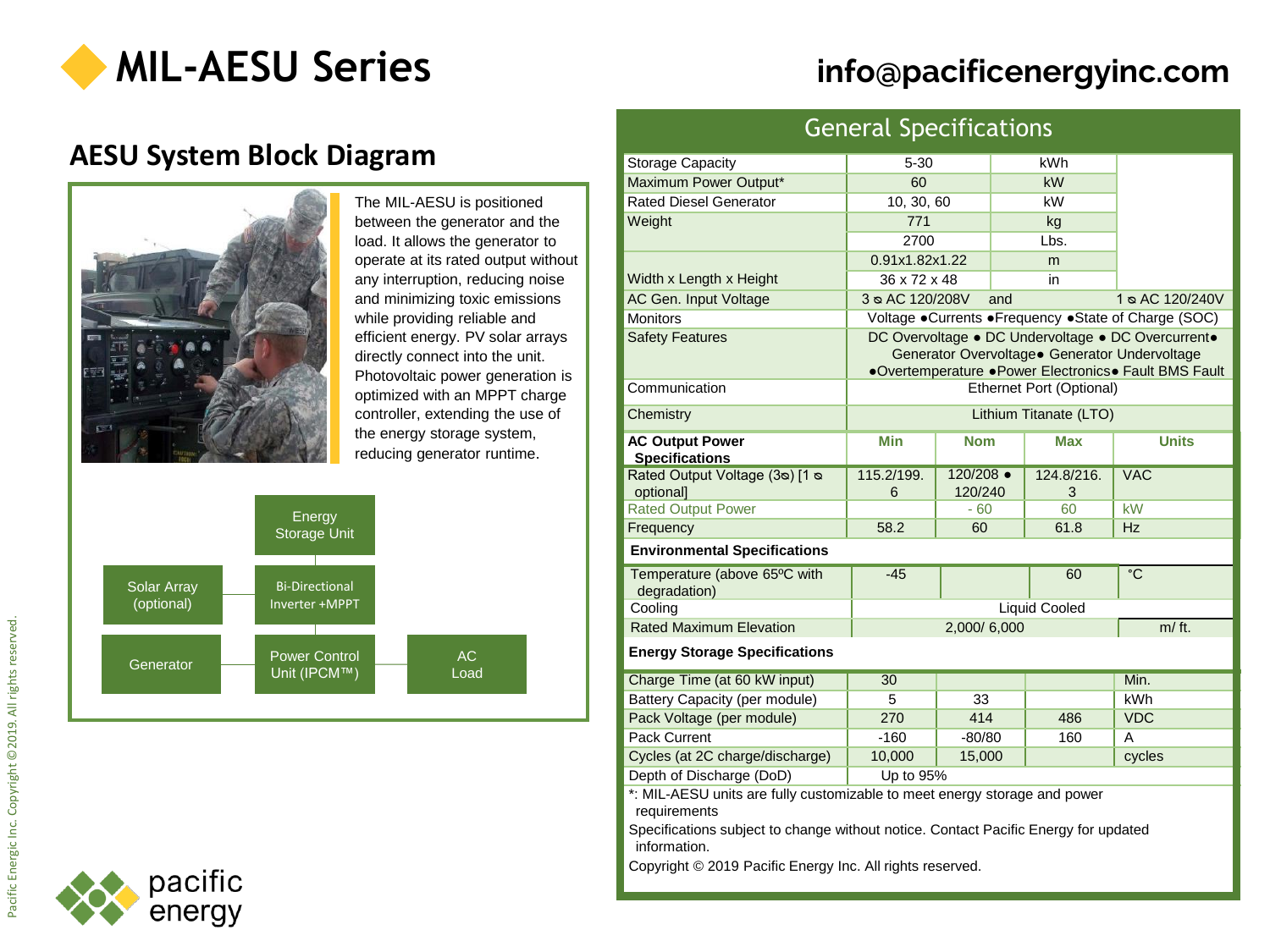# MIL-AESU Series

**info@pacificenergyinc.com**

## AESU System Block Diagram

The MIL-AESU is positioned between the generator and the load. It allows the generator to operate at its rated output without any interruption, reducing noise and minimizing toxic emissions while providing reliable and efficient energy. PV solar arrays directly connect into the unit. Photovoltaic power generation is optimized with an MPPT charge controller, extending the use of the energy storage system, reducing generator runtime.

Energy Storage Unit

Solar Array (optional)

Bi-Directional Inverter +MPPT

Generator

Power Control Unit (IPCM™)

AC Load

## General Specifications

| | | | |
|---|---|---|---|
| Storage Capacity | 5-30 | kWh | |
| Maximum Power Output* | 60 | kW | |
| Rated Diesel Generator | 10, 30, 60 | kW | |
| Weight | 771 | kg | |
| | 2700 | Lbs. | |
| Width x Length x Height | 0.91x1.82x1.22 | m | |
| | 36 x 72 x 48 | in | |
| AC Gen. Input Voltage | 3 ⦰ AC 120/208V and | | 1 ⦰ AC 120/240V |
| Monitors | Voltage •Currents •Frequency •State of Charge (SOC) | | |
| Safety Features | DC Overvoltage • DC Undervoltage • DC Overcurrent• Generator Overvoltage• Generator Undervoltage •Overtemperature •Power Electronics• Fault BMS Fault | | |
| Communication | Ethernet Port (Optional) | | |
| Chemistry | Lithium Titanate (LTO) | | |

| AC Output Power Specifications | Min | Nom | Max | Units |
|---|---|---|---|---|
| Rated Output Voltage (3⦰) [1 ⦰ optional] | 115.2/199.6 | 120/208 • 120/240 | 124.8/216.3 | VAC |
| Rated Output Power | | - 60 | 60 | kW |
| Frequency | 58.2 | 60 | 61.8 | Hz |
| **Environmental Specifications** | | | | |
| Temperature (above 65ºC with degradation) | -45 | | 60 | °C |
| Cooling | Liquid Cooled | | | |
| Rated Maximum Elevation | 2,000/ 6,000 | | | m/ ft. |
| **Energy Storage Specifications** | | | | |
| Charge Time (at 60 kW input) | 30 | | | Min. |
| Battery Capacity (per module) | 5 | 33 | | kWh |
| Pack Voltage (per module) | 270 | 414 | 486 | VDC |
| Pack Current | -160 | -80/80 | 160 | A |
| Cycles (at 2C charge/discharge) | 10,000 | 15,000 | | cycles |
| Depth of Discharge (DoD) | Up to 95% | | | |

*: MIL-AESU units are fully customizable to meet energy storage and power requirements

Specifications subject to change without notice. Contact Pacific Energy for updated information.

Copyright © 2019 Pacific Energy Inc. All rights reserved.

pacific energy

Pacific Energic Inc. Copyright ©2019. All rights reserved.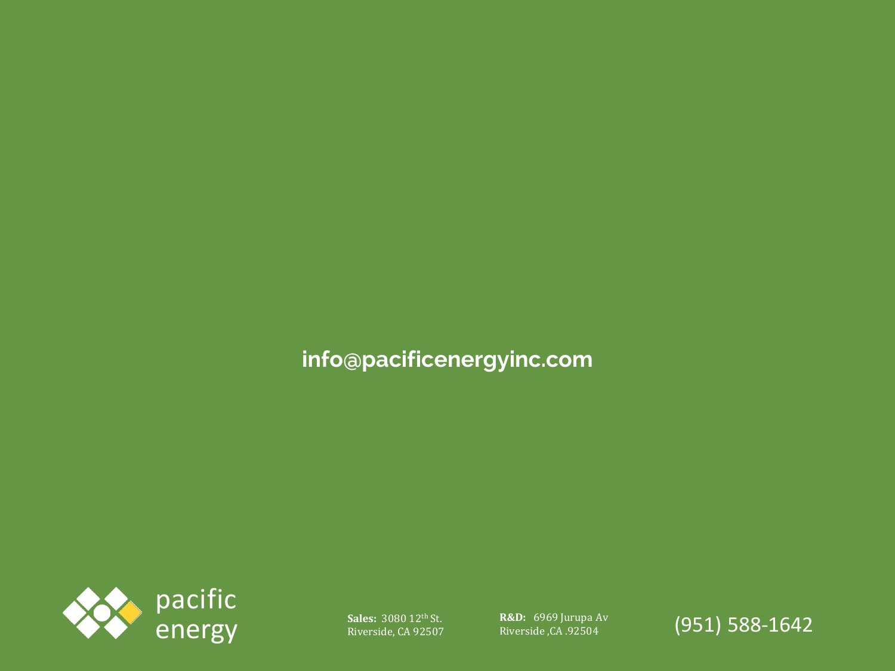**info@pacificenergyinc.com**

pacific energy

**Sales:** 3080 12th St.
Riverside, CA 92507

**R&D:** 6969 Jurupa Av
Riverside ,CA .92504

(951) 588-1642